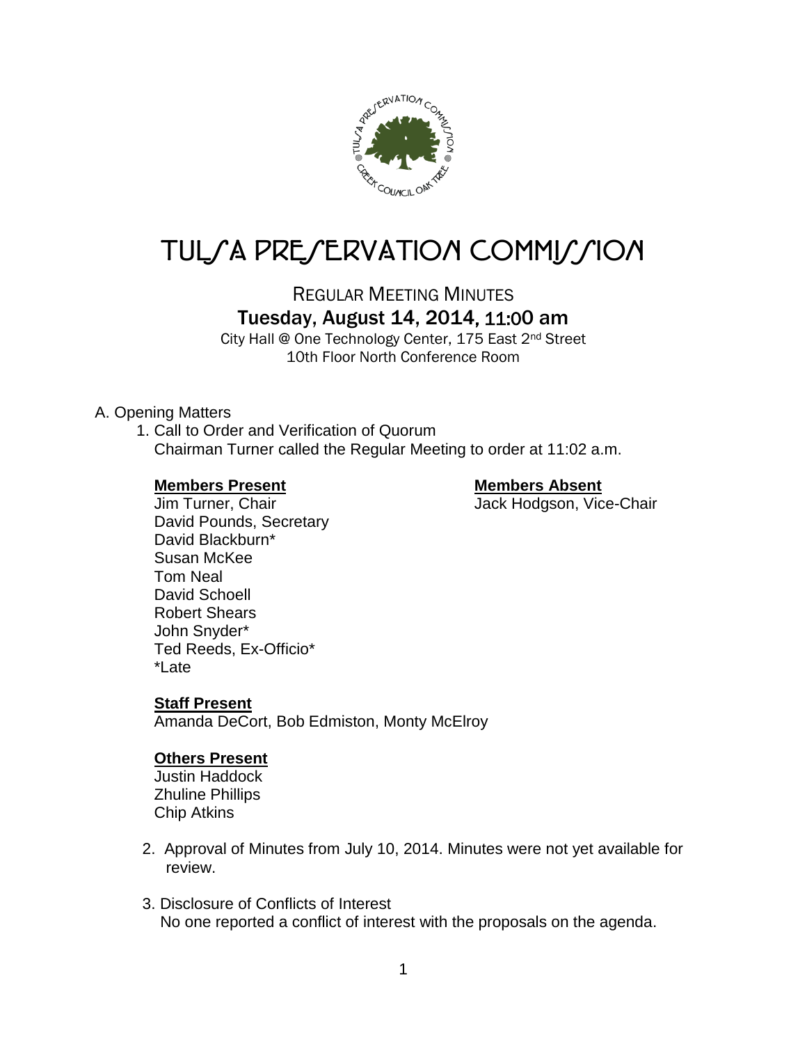# TULSA PRESERVATION COMMISSION

REGULAR MEETING MINUTES
## Tuesday, August 14, 2014, 11:00 am

City Hall @ One Technology Center, 175 East 2nd Street
10th Floor North Conference Room

A. Opening Matters

1. Call to Order and Verification of Quorum
   Chairman Turner called the Regular Meeting to order at 11:02 a.m.

   **Members Present**
   Jim Turner, Chair
   David Pounds, Secretary
   David Blackburn*
   Susan McKee
   Tom Neal
   David Schoell
   Robert Shears
   John Snyder*
   Ted Reeds, Ex-Officio*
   *Late

   **Members Absent**
   Jack Hodgson, Vice-Chair

   **Staff Present**
   Amanda DeCort, Bob Edmiston, Monty McElroy

   **Others Present**
   Justin Haddock
   Zhuline Phillips
   Chip Atkins

2. Approval of Minutes from July 10, 2014. Minutes were not yet available for review.

3. Disclosure of Conflicts of Interest
   No one reported a conflict of interest with the proposals on the agenda.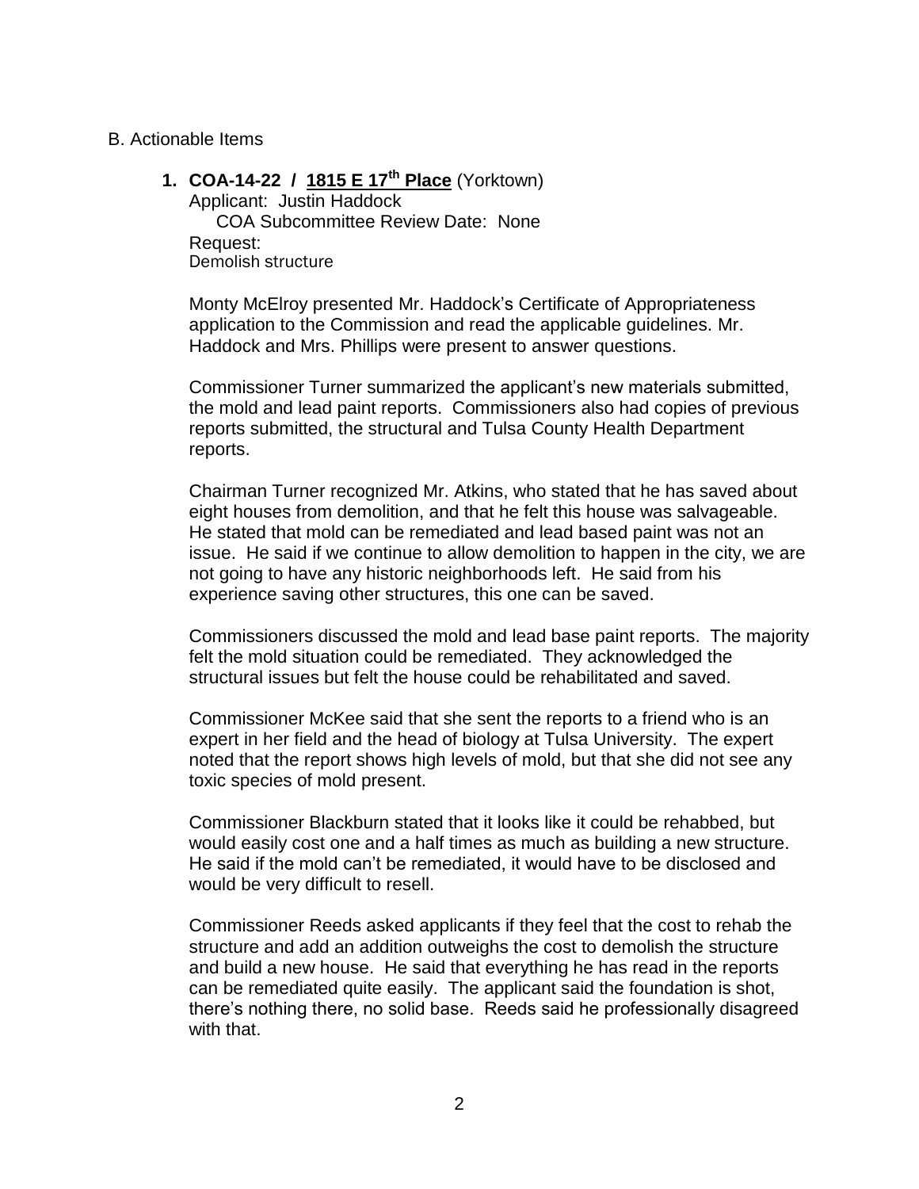B. Actionable Items

**1. COA-14-22 / <u>1815 E 17th Place</u>** (Yorktown)

Applicant: Justin Haddock

COA Subcommittee Review Date: None

Request:

Demolish structure

Monty McElroy presented Mr. Haddock's Certificate of Appropriateness application to the Commission and read the applicable guidelines. Mr. Haddock and Mrs. Phillips were present to answer questions.

Commissioner Turner summarized the applicant's new materials submitted, the mold and lead paint reports. Commissioners also had copies of previous reports submitted, the structural and Tulsa County Health Department reports.

Chairman Turner recognized Mr. Atkins, who stated that he has saved about eight houses from demolition, and that he felt this house was salvageable. He stated that mold can be remediated and lead based paint was not an issue. He said if we continue to allow demolition to happen in the city, we are not going to have any historic neighborhoods left. He said from his experience saving other structures, this one can be saved.

Commissioners discussed the mold and lead base paint reports. The majority felt the mold situation could be remediated. They acknowledged the structural issues but felt the house could be rehabilitated and saved.

Commissioner McKee said that she sent the reports to a friend who is an expert in her field and the head of biology at Tulsa University. The expert noted that the report shows high levels of mold, but that she did not see any toxic species of mold present.

Commissioner Blackburn stated that it looks like it could be rehabbed, but would easily cost one and a half times as much as building a new structure. He said if the mold can't be remediated, it would have to be disclosed and would be very difficult to resell.

Commissioner Reeds asked applicants if they feel that the cost to rehab the structure and add an addition outweighs the cost to demolish the structure and build a new house. He said that everything he has read in the reports can be remediated quite easily. The applicant said the foundation is shot, there's nothing there, no solid base. Reeds said he professionally disagreed with that.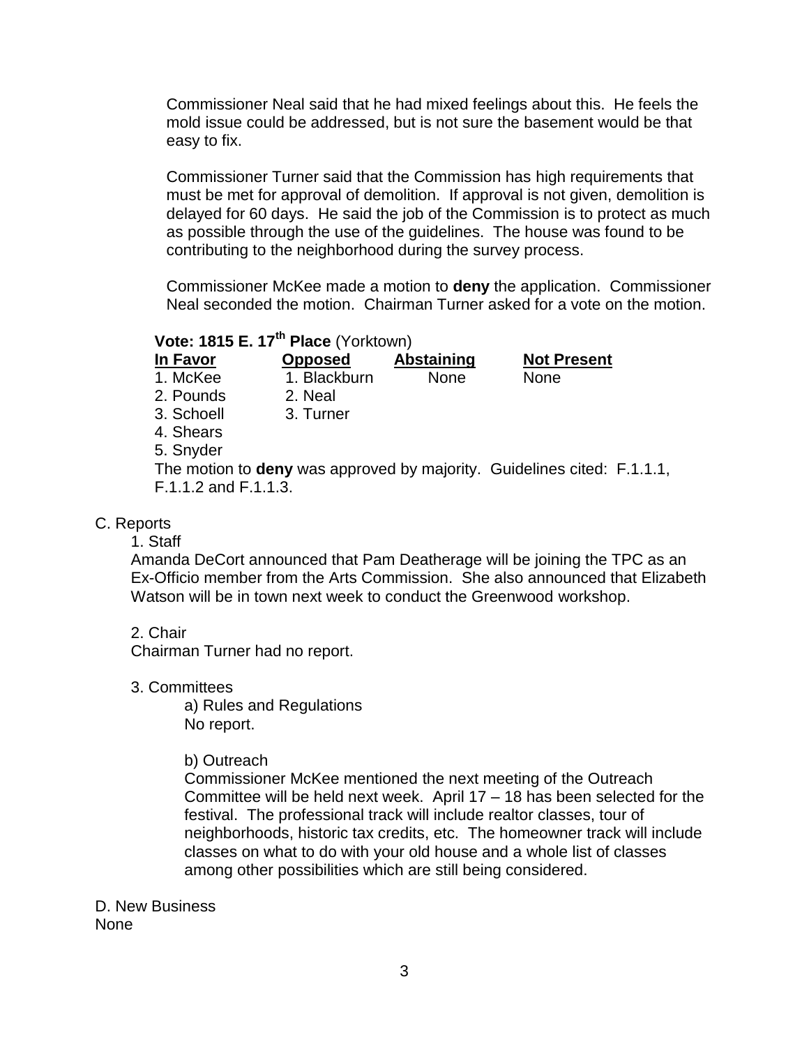Commissioner Neal said that he had mixed feelings about this. He feels the mold issue could be addressed, but is not sure the basement would be that easy to fix.

Commissioner Turner said that the Commission has high requirements that must be met for approval of demolition. If approval is not given, demolition is delayed for 60 days. He said the job of the Commission is to protect as much as possible through the use of the guidelines. The house was found to be contributing to the neighborhood during the survey process.

Commissioner McKee made a motion to **deny** the application. Commissioner Neal seconded the motion. Chairman Turner asked for a vote on the motion.

**Vote: 1815 E. 17th Place** (Yorktown)

| In Favor | Opposed | Abstaining | Not Present |
|---|---|---|---|
| 1. McKee | 1. Blackburn | None | None |
| 2. Pounds | 2. Neal | | |
| 3. Schoell | 3. Turner | | |
| 4. Shears | | | |
| 5. Snyder | | | |

The motion to **deny** was approved by majority. Guidelines cited: F.1.1.1, F.1.1.2 and F.1.1.3.

C. Reports

1. Staff

Amanda DeCort announced that Pam Deatherage will be joining the TPC as an Ex-Officio member from the Arts Commission. She also announced that Elizabeth Watson will be in town next week to conduct the Greenwood workshop.

2. Chair

Chairman Turner had no report.

3. Committees

a) Rules and Regulations

No report.

b) Outreach

Commissioner McKee mentioned the next meeting of the Outreach Committee will be held next week. April 17 – 18 has been selected for the festival. The professional track will include realtor classes, tour of neighborhoods, historic tax credits, etc. The homeowner track will include classes on what to do with your old house and a whole list of classes among other possibilities which are still being considered.

D. New Business

None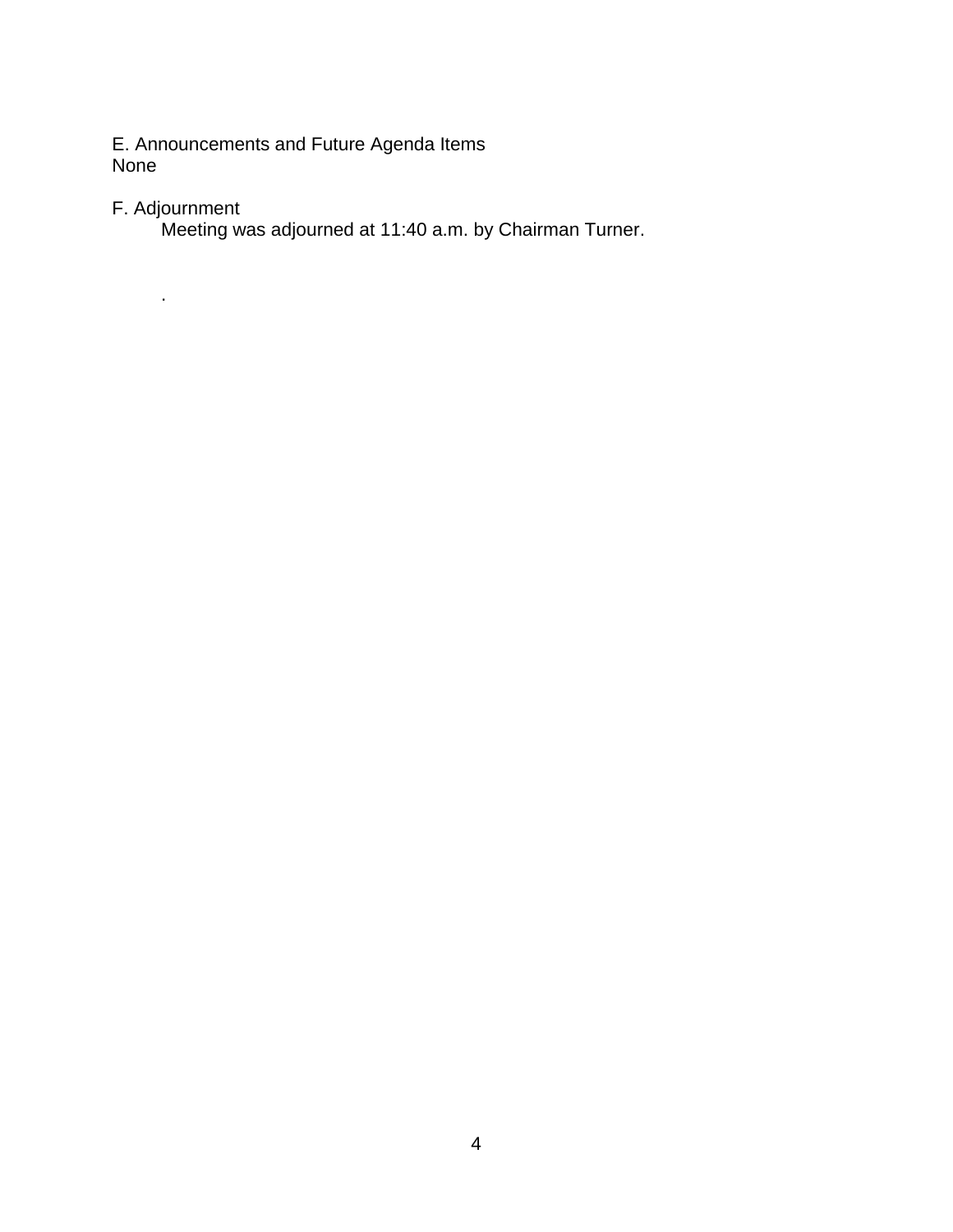E. Announcements and Future Agenda Items
None

F. Adjournment

Meeting was adjourned at 11:40 a.m. by Chairman Turner.

.